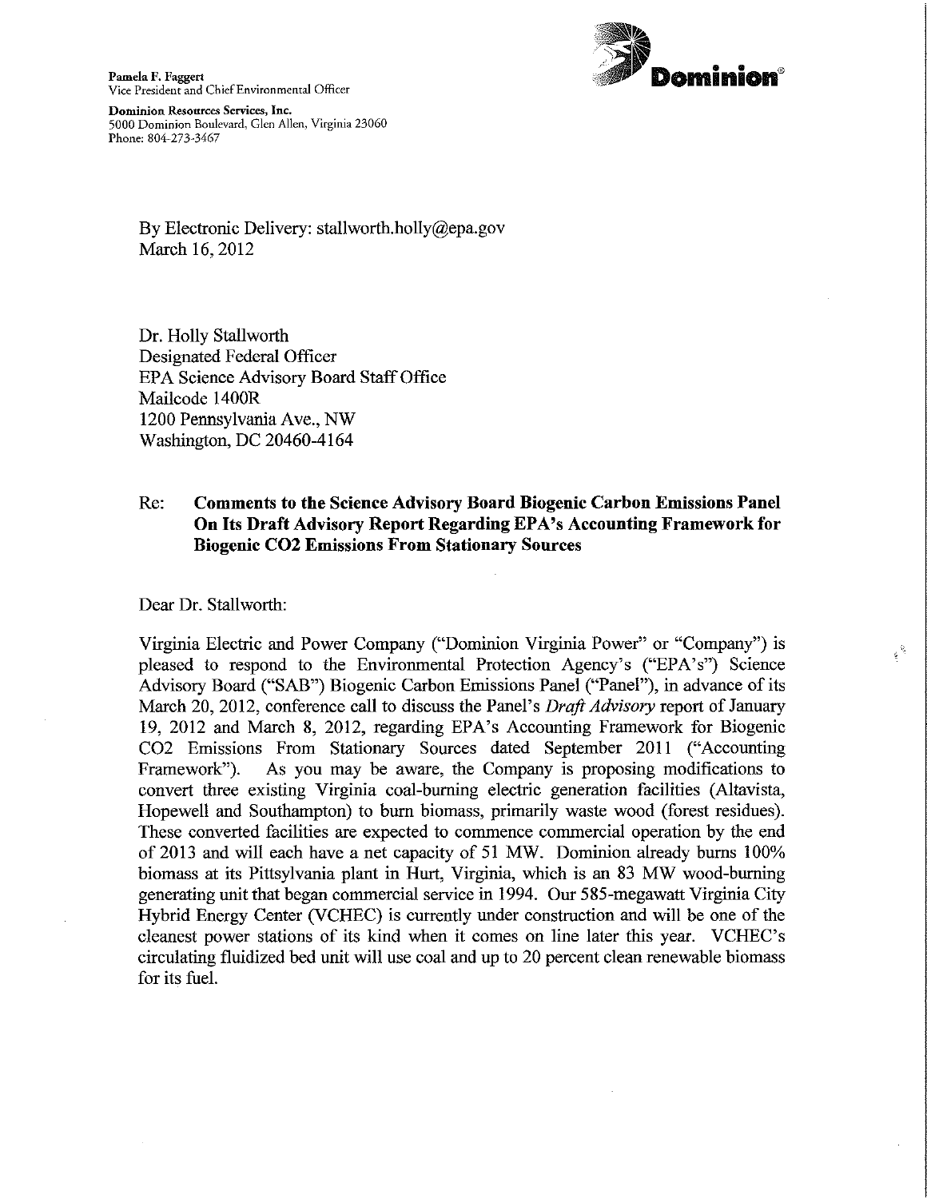**Pamela F. Faggert**
Vice President and Chief Environmental Officer

**Dominion Resources Services, Inc.**
5000 Dominion Boulevard, Glen Allen, Virginia 23060
Phone: 804-273-3467

**Dominion**®

By Electronic Delivery: stallworth.holly@epa.gov
March 16, 2012

Dr. Holly Stallworth
Designated Federal Officer
EPA Science Advisory Board Staff Office
Mailcode 1400R
1200 Pennsylvania Ave., NW
Washington, DC 20460-4164

Re: **Comments to the Science Advisory Board Biogenic Carbon Emissions Panel On Its Draft Advisory Report Regarding EPA's Accounting Framework for Biogenic CO2 Emissions From Stationary Sources**

Dear Dr. Stallworth:

Virginia Electric and Power Company ("Dominion Virginia Power" or "Company") is pleased to respond to the Environmental Protection Agency's ("EPA's") Science Advisory Board ("SAB") Biogenic Carbon Emissions Panel ("Panel"), in advance of its March 20, 2012, conference call to discuss the Panel's *Draft Advisory* report of January 19, 2012 and March 8, 2012, regarding EPA's Accounting Framework for Biogenic CO2 Emissions From Stationary Sources dated September 2011 ("Accounting Framework"). As you may be aware, the Company is proposing modifications to convert three existing Virginia coal-burning electric generation facilities (Altavista, Hopewell and Southampton) to burn biomass, primarily waste wood (forest residues). These converted facilities are expected to commence commercial operation by the end of 2013 and will each have a net capacity of 51 MW. Dominion already burns 100% biomass at its Pittsylvania plant in Hurt, Virginia, which is an 83 MW wood-burning generating unit that began commercial service in 1994. Our 585-megawatt Virginia City Hybrid Energy Center (VCHEC) is currently under construction and will be one of the cleanest power stations of its kind when it comes on line later this year. VCHEC's circulating fluidized bed unit will use coal and up to 20 percent clean renewable biomass for its fuel.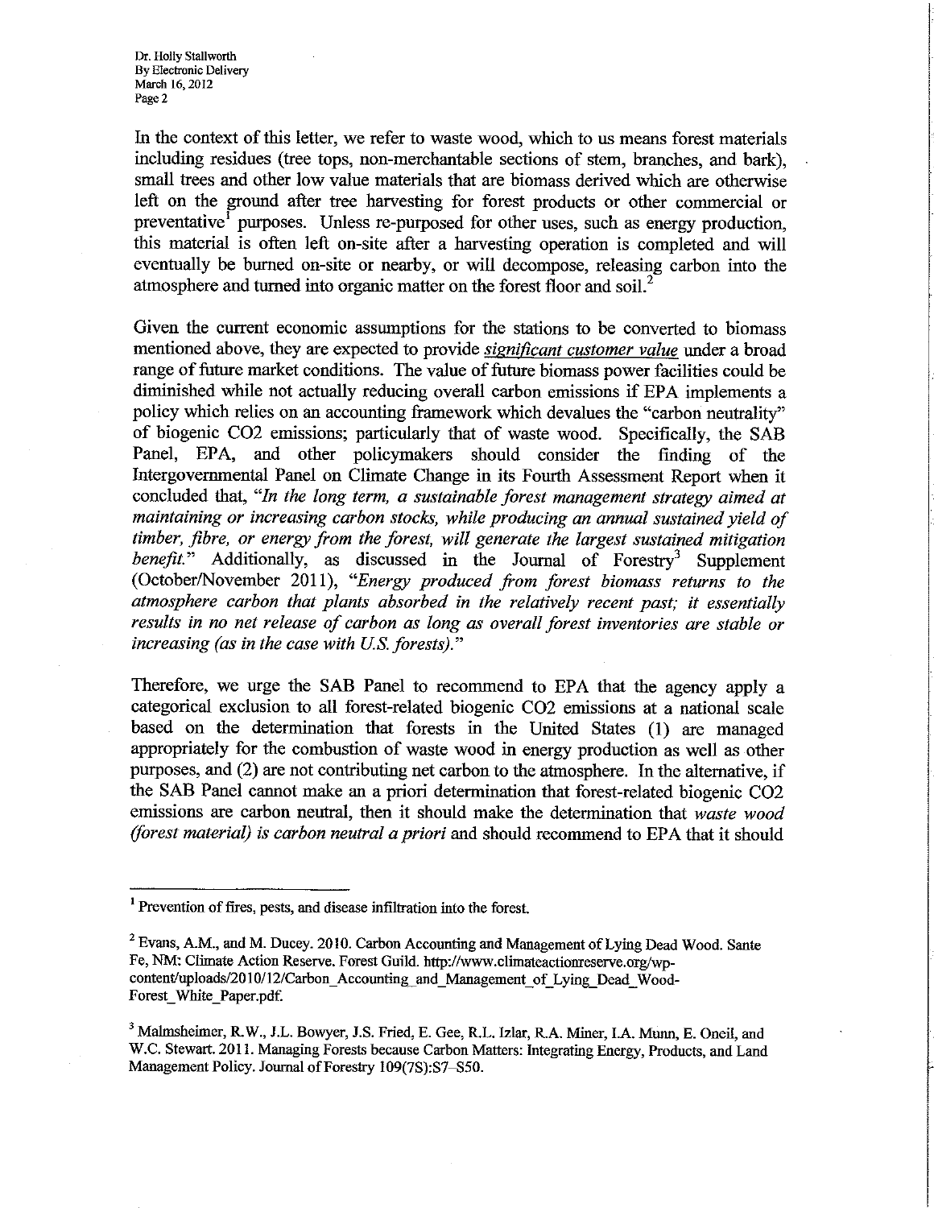In the context of this letter, we refer to waste wood, which to us means forest materials including residues (tree tops, non-merchantable sections of stem, branches, and bark), small trees and other low value materials that are biomass derived which are otherwise left on the ground after tree harvesting for forest products or other commercial or preventative[1] purposes. Unless re-purposed for other uses, such as energy production, this material is often left on-site after a harvesting operation is completed and will eventually be burned on-site or nearby, or will decompose, releasing carbon into the atmosphere and turned into organic matter on the forest floor and soil.[2]

Given the current economic assumptions for the stations to be converted to biomass mentioned above, they are expected to provide ***significant customer value*** under a broad range of future market conditions. The value of future biomass power facilities could be diminished while not actually reducing overall carbon emissions if EPA implements a policy which relies on an accounting framework which devalues the "carbon neutrality" of biogenic $CO_2$ emissions; particularly that of waste wood. Specifically, the SAB Panel, EPA, and other policymakers should consider the finding of the Intergovernmental Panel on Climate Change in its Fourth Assessment Report when it concluded that, *"In the long term, a sustainable forest management strategy aimed at maintaining or increasing carbon stocks, while producing an annual sustained yield of timber, fibre, or energy from the forest, will generate the largest sustained mitigation benefit."* Additionally, as discussed in the Journal of Forestry[3] Supplement (October/November 2011), *"Energy produced from forest biomass returns to the atmosphere carbon that plants absorbed in the relatively recent past; it essentially results in no net release of carbon as long as overall forest inventories are stable or increasing (as in the case with U.S. forests)."*

Therefore, we urge the SAB Panel to recommend to EPA that the agency apply a categorical exclusion to all forest-related biogenic $CO_2$ emissions at a national scale based on the determination that forests in the United States (1) are managed appropriately for the combustion of waste wood in energy production as well as other purposes, and (2) are not contributing net carbon to the atmosphere. In the alternative, if the SAB Panel cannot make an a priori determination that forest-related biogenic $CO_2$ emissions are carbon neutral, then it should make the determination that *waste wood (forest material) is carbon neutral a priori* and should recommend to EPA that it should

---

[1] Prevention of fires, pests, and disease infiltration into the forest.

[2] Evans, A.M., and M. Ducey. 2010. Carbon Accounting and Management of Lying Dead Wood. Sante Fe, NM: Climate Action Reserve. Forest Guild. http://www.climateactionreserve.org/wp-content/uploads/2010/12/Carbon_Accounting_and_Management_of_Lying_Dead_Wood-Forest_White_Paper.pdf.

[3] Malmsheimer, R.W., J.L. Bowyer, J.S. Fried, E. Gee, R.L. Izlar, R.A. Miner, I.A. Munn, E. Oneil, and W.C. Stewart. 2011. Managing Forests because Carbon Matters: Integrating Energy, Products, and Land Management Policy. Journal of Forestry 109(7S):S7–S50.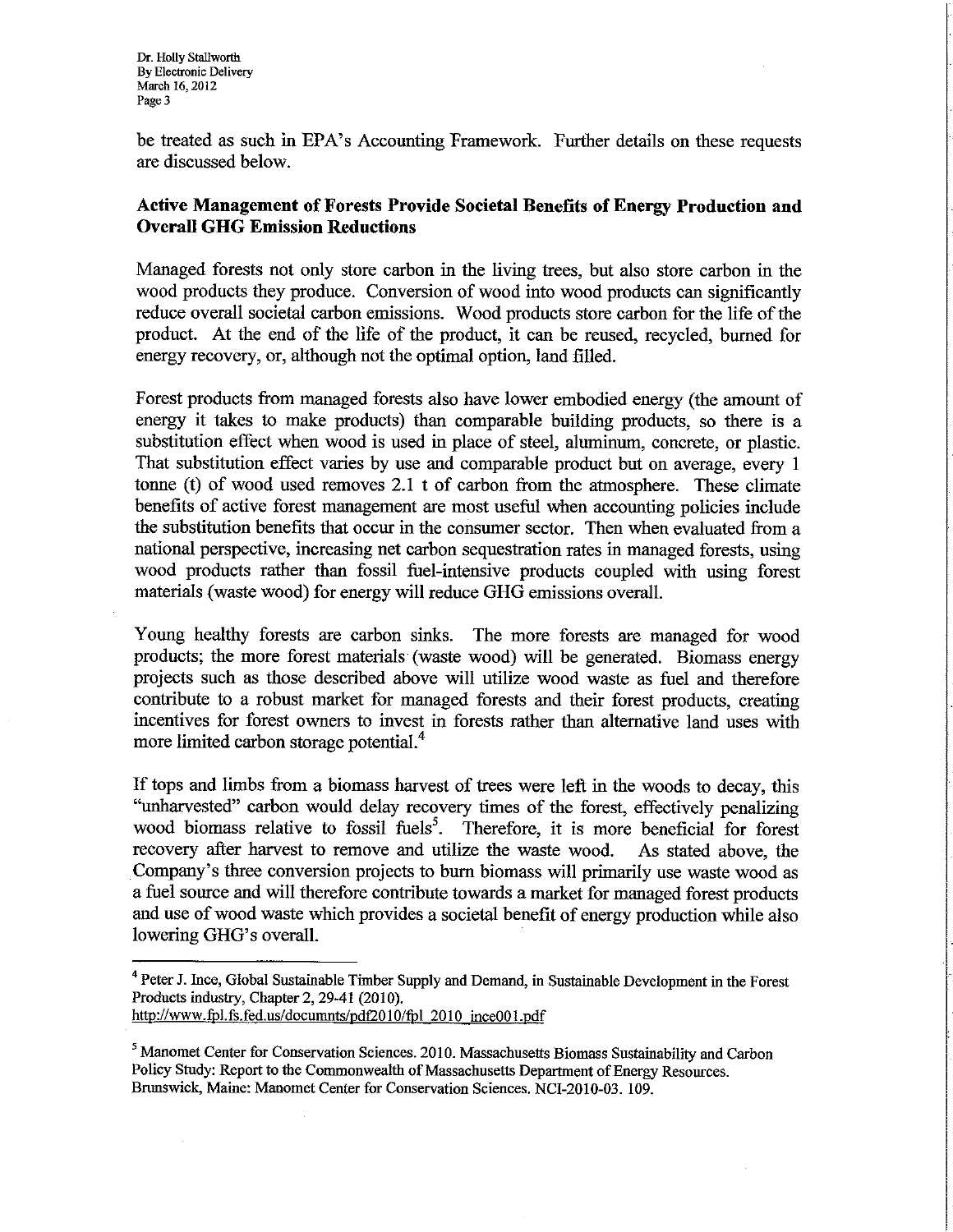be treated as such in EPA's Accounting Framework. Further details on these requests are discussed below.

**Active Management of Forests Provide Societal Benefits of Energy Production and Overall GHG Emission Reductions**

Managed forests not only store carbon in the living trees, but also store carbon in the wood products they produce. Conversion of wood into wood products can significantly reduce overall societal carbon emissions. Wood products store carbon for the life of the product. At the end of the life of the product, it can be reused, recycled, burned for energy recovery, or, although not the optimal option, land filled.

Forest products from managed forests also have lower embodied energy (the amount of energy it takes to make products) than comparable building products, so there is a substitution effect when wood is used in place of steel, aluminum, concrete, or plastic. That substitution effect varies by use and comparable product but on average, every 1 tonne (t) of wood used removes 2.1 t of carbon from the atmosphere. These climate benefits of active forest management are most useful when accounting policies include the substitution benefits that occur in the consumer sector. Then when evaluated from a national perspective, increasing net carbon sequestration rates in managed forests, using wood products rather than fossil fuel-intensive products coupled with using forest materials (waste wood) for energy will reduce GHG emissions overall.

Young healthy forests are carbon sinks. The more forests are managed for wood products; the more forest materials (waste wood) will be generated. Biomass energy projects such as those described above will utilize wood waste as fuel and therefore contribute to a robust market for managed forests and their forest products, creating incentives for forest owners to invest in forests rather than alternative land uses with more limited carbon storage potential.[4]

If tops and limbs from a biomass harvest of trees were left in the woods to decay, this "unharvested" carbon would delay recovery times of the forest, effectively penalizing wood biomass relative to fossil fuels[5]. Therefore, it is more beneficial for forest recovery after harvest to remove and utilize the waste wood. As stated above, the Company's three conversion projects to burn biomass will primarily use waste wood as a fuel source and will therefore contribute towards a market for managed forest products and use of wood waste which provides a societal benefit of energy production while also lowering GHG's overall.

---

[4] Peter J. Ince, Global Sustainable Timber Supply and Demand, in Sustainable Development in the Forest Products industry, Chapter 2, 29-41 (2010). http://www.fpl.fs.fed.us/documnts/pdf2010/fpl_2010_ince001.pdf

[5] Manomet Center for Conservation Sciences. 2010. Massachusetts Biomass Sustainability and Carbon Policy Study: Report to the Commonwealth of Massachusetts Department of Energy Resources. Brunswick, Maine: Manomet Center for Conservation Sciences. NCI-2010-03. 109.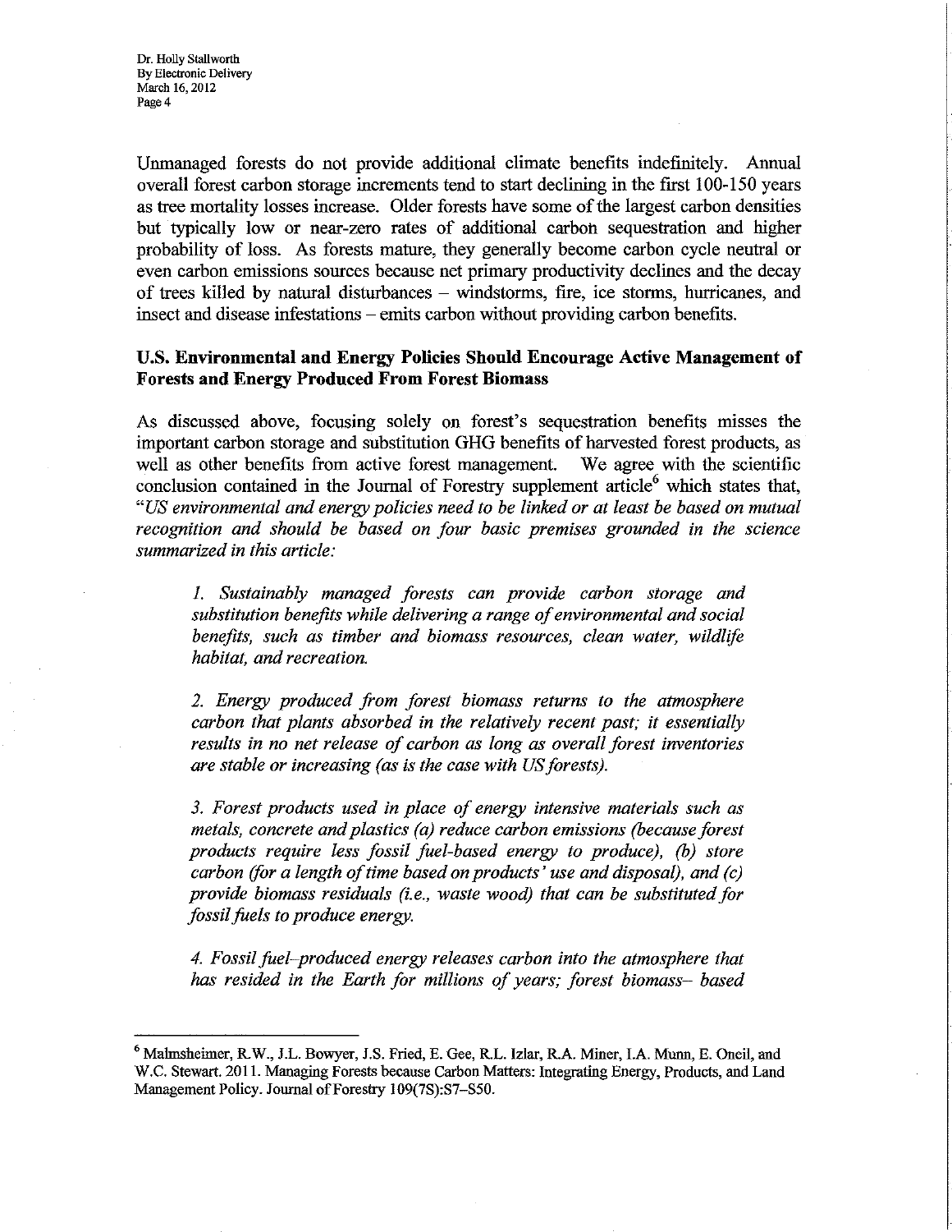Unmanaged forests do not provide additional climate benefits indefinitely. Annual overall forest carbon storage increments tend to start declining in the first 100-150 years as tree mortality losses increase. Older forests have some of the largest carbon densities but typically low or near-zero rates of additional carbon sequestration and higher probability of loss. As forests mature, they generally become carbon cycle neutral or even carbon emissions sources because net primary productivity declines and the decay of trees killed by natural disturbances – windstorms, fire, ice storms, hurricanes, and insect and disease infestations – emits carbon without providing carbon benefits.

## U.S. Environmental and Energy Policies Should Encourage Active Management of Forests and Energy Produced From Forest Biomass

As discussed above, focusing solely on forest's sequestration benefits misses the important carbon storage and substitution GHG benefits of harvested forest products, as well as other benefits from active forest management. We agree with the scientific conclusion contained in the Journal of Forestry supplement article[6] which states that, "*US environmental and energy policies need to be linked or at least be based on mutual recognition and should be based on four basic premises grounded in the science summarized in this article:*

> *1. Sustainably managed forests can provide carbon storage and substitution benefits while delivering a range of environmental and social benefits, such as timber and biomass resources, clean water, wildlife habitat, and recreation.*
>
> *2. Energy produced from forest biomass returns to the atmosphere carbon that plants absorbed in the relatively recent past; it essentially results in no net release of carbon as long as overall forest inventories are stable or increasing (as is the case with US forests).*
>
> *3. Forest products used in place of energy intensive materials such as metals, concrete and plastics (a) reduce carbon emissions (because forest products require less fossil fuel-based energy to produce), (b) store carbon (for a length of time based on products' use and disposal), and (c) provide biomass residuals (i.e., waste wood) that can be substituted for fossil fuels to produce energy.*
>
> *4. Fossil fuel–produced energy releases carbon into the atmosphere that has resided in the Earth for millions of years; forest biomass– based*

---

[6] Malmsheimer, R.W., J.L. Bowyer, J.S. Fried, E. Gee, R.L. Izlar, R.A. Miner, I.A. Munn, E. Oneil, and W.C. Stewart. 2011. Managing Forests because Carbon Matters: Integrating Energy, Products, and Land Management Policy. Journal of Forestry 109(7S):S7–S50.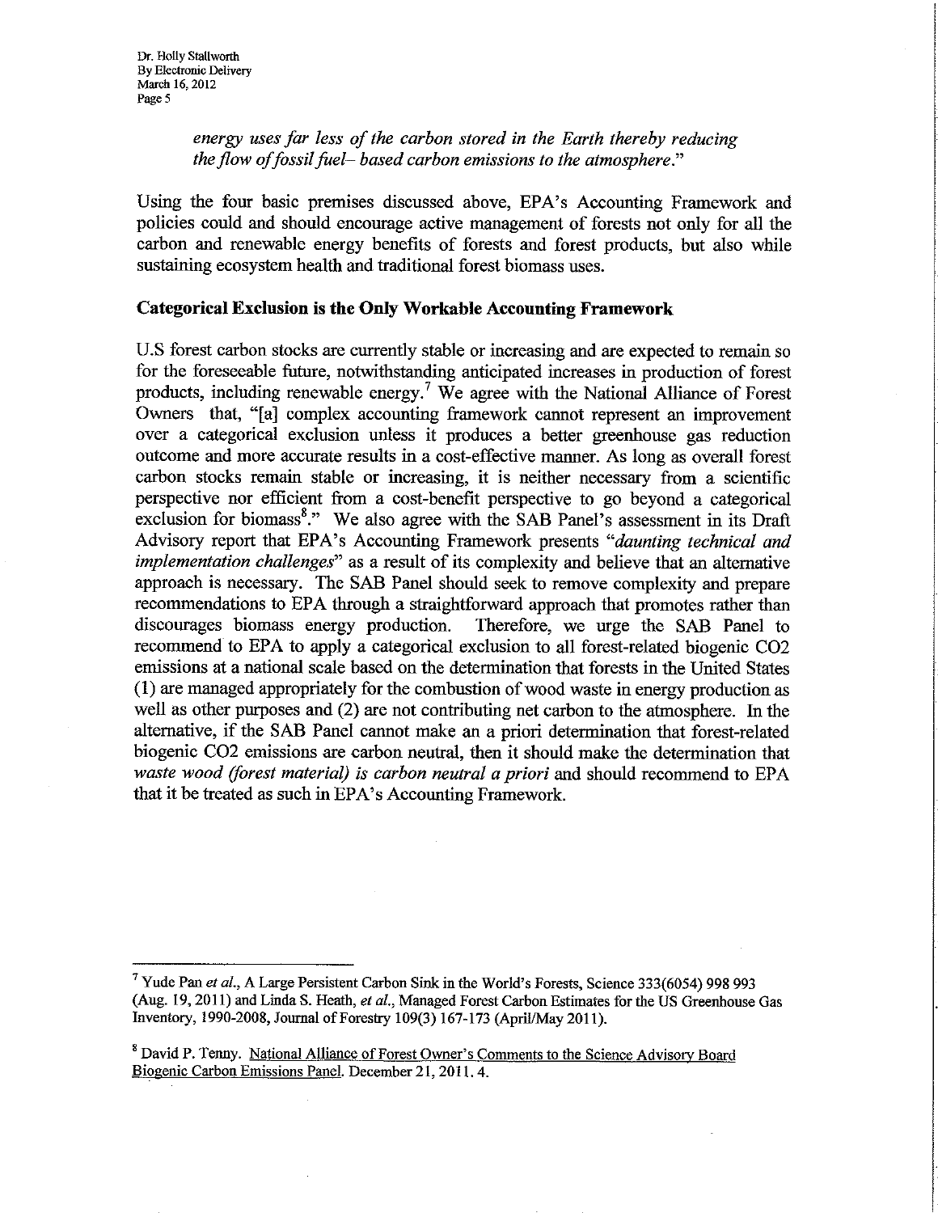*energy uses far less of the carbon stored in the Earth thereby reducing the flow of fossil fuel– based carbon emissions to the atmosphere.*"

Using the four basic premises discussed above, EPA's Accounting Framework and policies could and should encourage active management of forests not only for all the carbon and renewable energy benefits of forests and forest products, but also while sustaining ecosystem health and traditional forest biomass uses.

**Categorical Exclusion is the Only Workable Accounting Framework**

U.S forest carbon stocks are currently stable or increasing and are expected to remain so for the foreseeable future, notwithstanding anticipated increases in production of forest products, including renewable energy.[7] We agree with the National Alliance of Forest Owners that, "[a] complex accounting framework cannot represent an improvement over a categorical exclusion unless it produces a better greenhouse gas reduction outcome and more accurate results in a cost-effective manner. As long as overall forest carbon stocks remain stable or increasing, it is neither necessary from a scientific perspective nor efficient from a cost-benefit perspective to go beyond a categorical exclusion for biomass[8]." We also agree with the SAB Panel's assessment in its Draft Advisory report that EPA's Accounting Framework presents "*daunting technical and implementation challenges*" as a result of its complexity and believe that an alternative approach is necessary. The SAB Panel should seek to remove complexity and prepare recommendations to EPA through a straightforward approach that promotes rather than discourages biomass energy production. Therefore, we urge the SAB Panel to recommend to EPA to apply a categorical exclusion to all forest-related biogenic $CO_2$ emissions at a national scale based on the determination that forests in the United States (1) are managed appropriately for the combustion of wood waste in energy production as well as other purposes and (2) are not contributing net carbon to the atmosphere. In the alternative, if the SAB Panel cannot make an a priori determination that forest-related biogenic $CO_2$ emissions are carbon neutral, then it should make the determination that *waste wood (forest material) is carbon neutral a priori* and should recommend to EPA that it be treated as such in EPA's Accounting Framework.

---

[7] Yude Pan *et al.*, A Large Persistent Carbon Sink in the World's Forests, Science 333(6054) 998 993 (Aug. 19, 2011) and Linda S. Heath, *et al.*, Managed Forest Carbon Estimates for the US Greenhouse Gas Inventory, 1990-2008, Journal of Forestry 109(3) 167-173 (April/May 2011).

[8] David P. Tenny. National Alliance of Forest Owner's Comments to the Science Advisory Board Biogenic Carbon Emissions Panel. December 21, 2011. 4.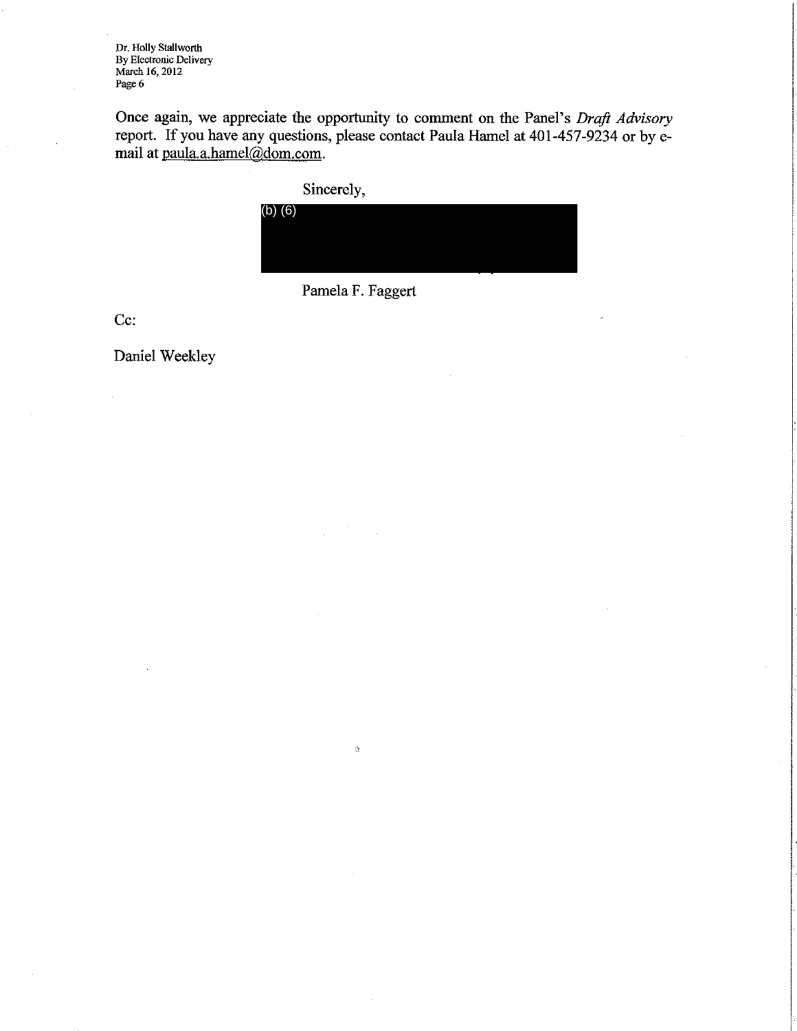Once again, we appreciate the opportunity to comment on the Panel's *Draft Advisory* report. If you have any questions, please contact Paula Hamel at 401-457-9234 or by e-mail at paula.a.hamel@dom.com.

Sincerely,

(b) (6)

Pamela F. Faggert

Cc:

Daniel Weekley